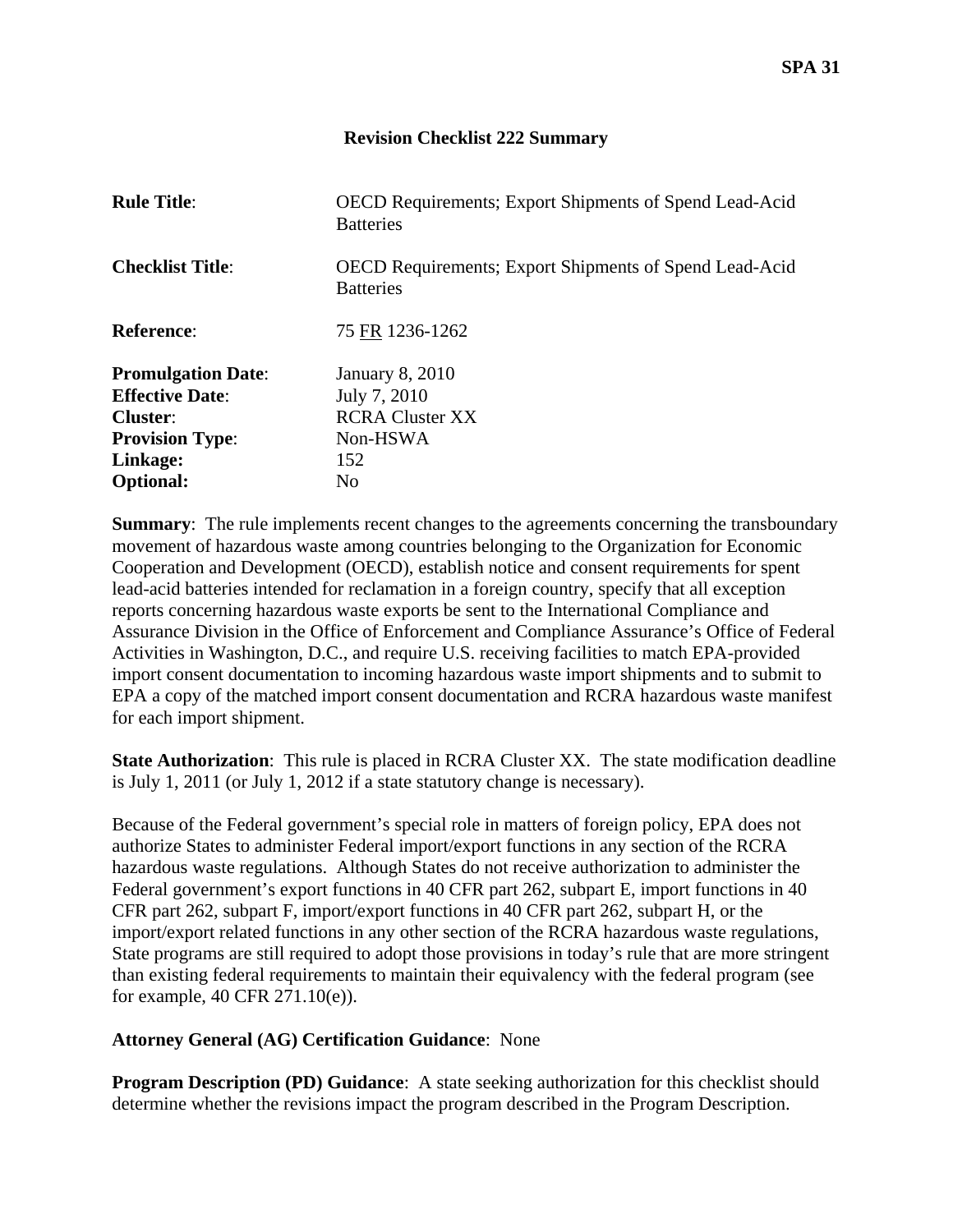SPA 31

## Revision Checklist 222 Summary

**Rule Title**: OECD Requirements; Export Shipments of Spend Lead-Acid Batteries

**Checklist Title**: OECD Requirements; Export Shipments of Spend Lead-Acid Batteries

**Reference**: 75 FR 1236-1262

**Promulgation Date**: January 8, 2010
**Effective Date**: July 7, 2010
**Cluster**: RCRA Cluster XX
**Provision Type**: Non-HSWA
**Linkage:** 152
**Optional:** No

**Summary**: The rule implements recent changes to the agreements concerning the transboundary movement of hazardous waste among countries belonging to the Organization for Economic Cooperation and Development (OECD), establish notice and consent requirements for spent lead-acid batteries intended for reclamation in a foreign country, specify that all exception reports concerning hazardous waste exports be sent to the International Compliance and Assurance Division in the Office of Enforcement and Compliance Assurance's Office of Federal Activities in Washington, D.C., and require U.S. receiving facilities to match EPA-provided import consent documentation to incoming hazardous waste import shipments and to submit to EPA a copy of the matched import consent documentation and RCRA hazardous waste manifest for each import shipment.

**State Authorization**: This rule is placed in RCRA Cluster XX. The state modification deadline is July 1, 2011 (or July 1, 2012 if a state statutory change is necessary).

Because of the Federal government's special role in matters of foreign policy, EPA does not authorize States to administer Federal import/export functions in any section of the RCRA hazardous waste regulations. Although States do not receive authorization to administer the Federal government's export functions in 40 CFR part 262, subpart E, import functions in 40 CFR part 262, subpart F, import/export functions in 40 CFR part 262, subpart H, or the import/export related functions in any other section of the RCRA hazardous waste regulations, State programs are still required to adopt those provisions in today's rule that are more stringent than existing federal requirements to maintain their equivalency with the federal program (see for example, 40 CFR 271.10(e)).

**Attorney General (AG) Certification Guidance**: None

**Program Description (PD) Guidance**: A state seeking authorization for this checklist should determine whether the revisions impact the program described in the Program Description.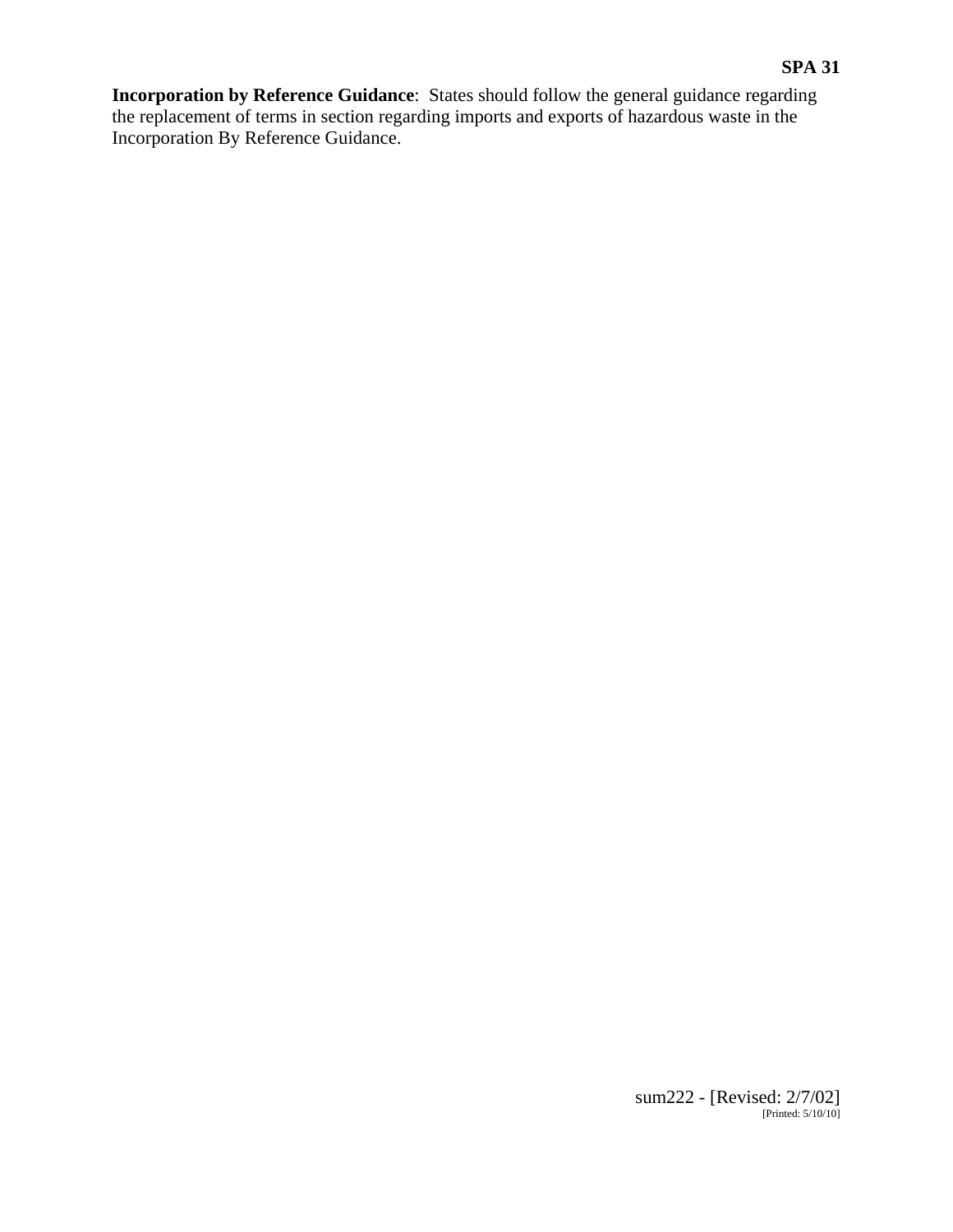**Incorporation by Reference Guidance**: States should follow the general guidance regarding the replacement of terms in section regarding imports and exports of hazardous waste in the Incorporation By Reference Guidance.